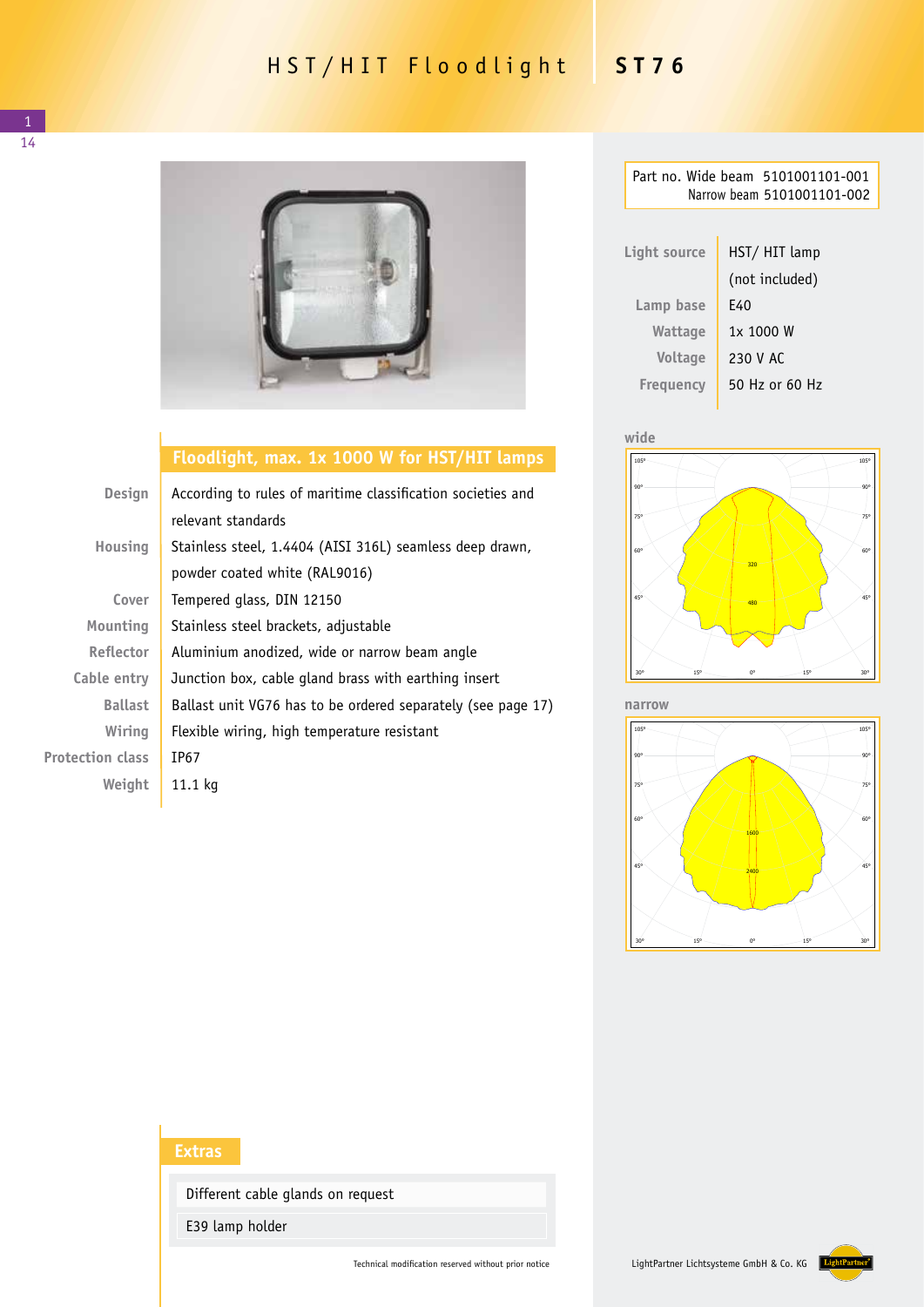# HST/HIT Floodlight ST76

Part no. Wide beam 5101001101-001
Narrow beam 5101001101-002

| | |
|---|---|
| Light source | HST/ HIT lamp (not included) |
| Lamp base | E40 |
| Wattage | 1x 1000 W |
| Voltage | 230 V AC |
| Frequency | 50 Hz or 60 Hz |

## Floodlight, max. 1x 1000 W for HST/HIT lamps

| | |
|---|---|
| Design | According to rules of maritime classification societies and relevant standards |
| Housing | Stainless steel, 1.4404 (AISI 316L) seamless deep drawn, powder coated white (RAL9016) |
| Cover | Tempered glass, DIN 12150 |
| Mounting | Stainless steel brackets, adjustable |
| Reflector | Aluminium anodized, wide or narrow beam angle |
| Cable entry | Junction box, cable gland brass with earthing insert |
| Ballast | Ballast unit VG76 has to be ordered separately (see page 17) |
| Wiring | Flexible wiring, high temperature resistant |
| Protection class | IP67 |
| Weight | 11.1 kg |

wide

narrow

## Extras

- Different cable glands on request
- E39 lamp holder

Technical modification reserved without prior notice

LightPartner Lichtsysteme GmbH & Co. KG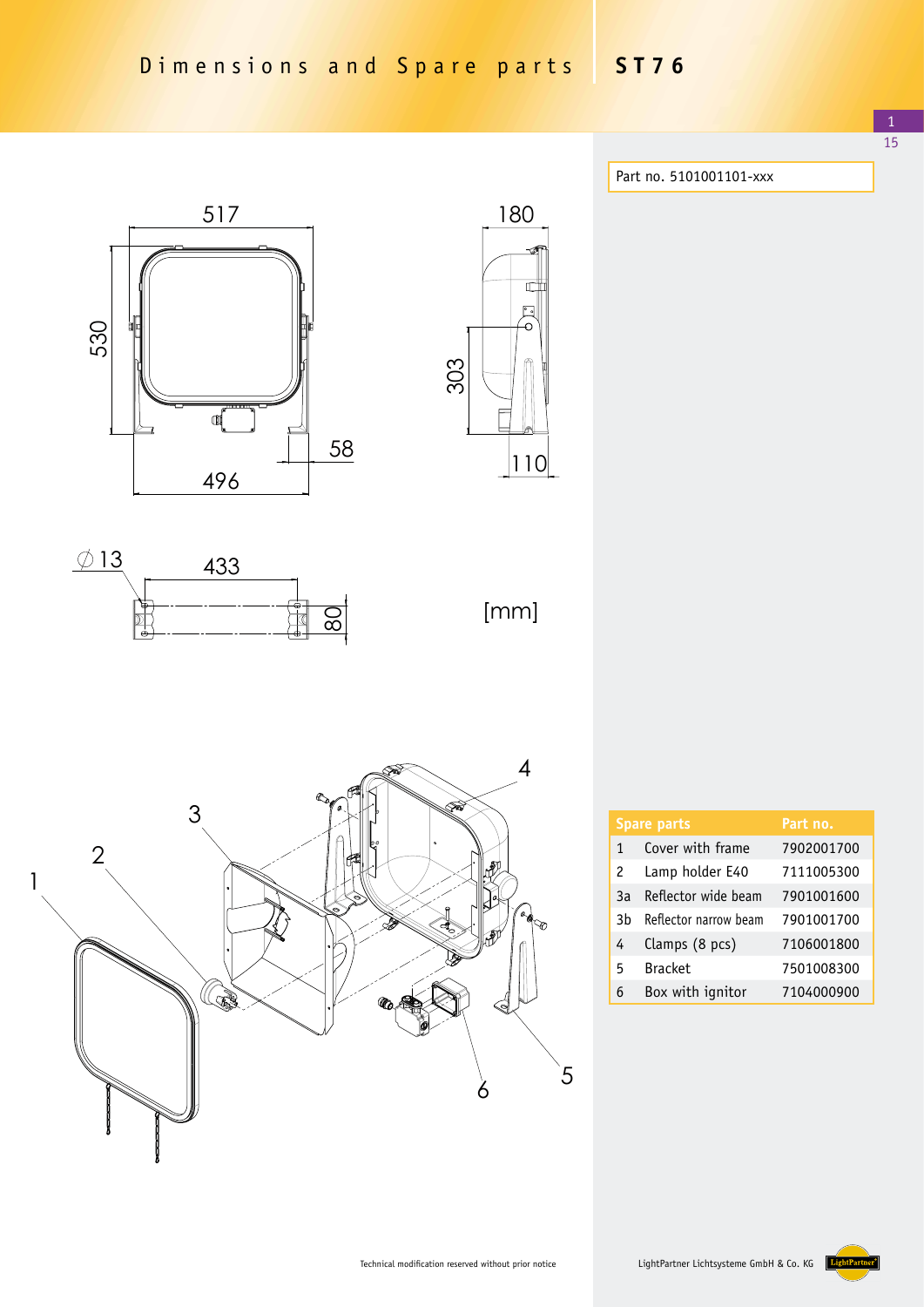# Dimensions and Spare parts ST76

Part no. 5101001101-xxx

517

180

530

303

58

496

110

∅13

433

80

[mm]

1

2

3

4

5

6

| Spare parts | | Part no. |
|---|---|---|
| 1 | Cover with frame | 7902001700 |
| 2 | Lamp holder E40 | 7111005300 |
| 3a | Reflector wide beam | 7901001600 |
| 3b | Reflector narrow beam | 7901001700 |
| 4 | Clamps (8 pcs) | 7106001800 |
| 5 | Bracket | 7501008300 |
| 6 | Box with ignitor | 7104000900 |

Technical modification reserved without prior notice

LightPartner Lichtsysteme GmbH & Co. KG